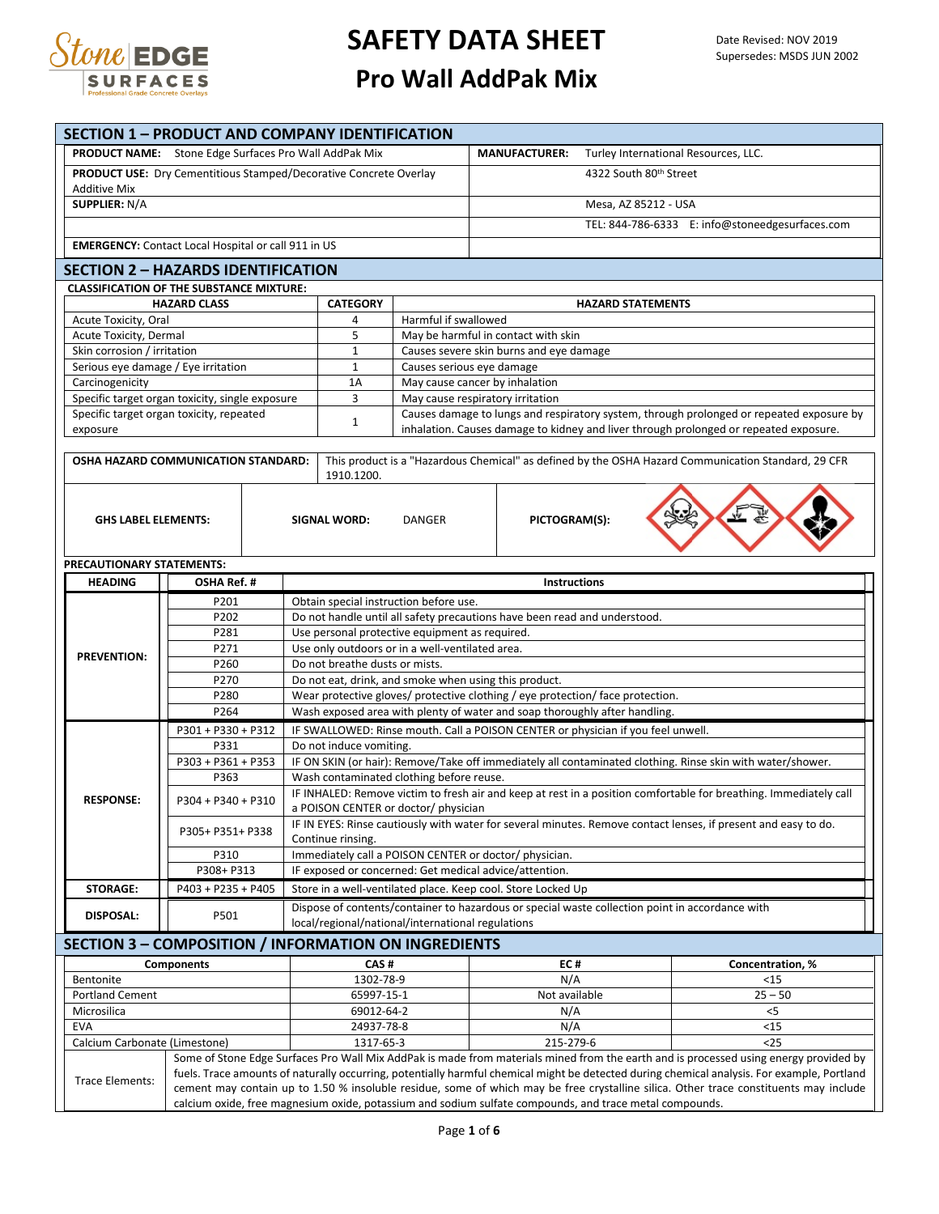# SAFETY DATA SHEET

## Pro Wall AddPak Mix

Date Revised: NOV 2019
Supersedes: MSDS JUN 2002

## SECTION 1 – PRODUCT AND COMPANY IDENTIFICATION

| | |
|---|---|
| **PRODUCT NAME:** Stone Edge Surfaces Pro Wall AddPak Mix | **MANUFACTURER:** Turley International Resources, LLC. |
| **PRODUCT USE:** Dry Cementitious Stamped/Decorative Concrete Overlay Additive Mix | 4322 South 80th Street |
| **SUPPLIER:** N/A | Mesa, AZ 85212 - USA |
| | TEL: 844-786-6333 E: info@stoneedgesurfaces.com |
| **EMERGENCY:** Contact Local Hospital or call 911 in US | |

## SECTION 2 – HAZARDS IDENTIFICATION

**CLASSIFICATION OF THE SUBSTANCE MIXTURE:**

| HAZARD CLASS | CATEGORY | HAZARD STATEMENTS |
|---|---|---|
| Acute Toxicity, Oral | 4 | Harmful if swallowed |
| Acute Toxicity, Dermal | 5 | May be harmful in contact with skin |
| Skin corrosion / irritation | 1 | Causes severe skin burns and eye damage |
| Serious eye damage / Eye irritation | 1 | Causes serious eye damage |
| Carcinogenicity | 1A | May cause cancer by inhalation |
| Specific target organ toxicity, single exposure | 3 | May cause respiratory irritation |
| Specific target organ toxicity, repeated exposure | 1 | Causes damage to lungs and respiratory system, through prolonged or repeated exposure by inhalation. Causes damage to kidney and liver through prolonged or repeated exposure. |

**OSHA HAZARD COMMUNICATION STANDARD:** This product is a "Hazardous Chemical" as defined by the OSHA Hazard Communication Standard, 29 CFR 1910.1200.

**GHS LABEL ELEMENTS:** **SIGNAL WORD:** DANGER **PICTOGRAM(S):**

**PRECAUTIONARY STATEMENTS:**

| HEADING | OSHA Ref. # | Instructions |
|---|---|---|
| PREVENTION: | P201 | Obtain special instruction before use. |
| | P202 | Do not handle until all safety precautions have been read and understood. |
| | P281 | Use personal protective equipment as required. |
| | P271 | Use only outdoors or in a well-ventilated area. |
| | P260 | Do not breathe dusts or mists. |
| | P270 | Do not eat, drink, and smoke when using this product. |
| | P280 | Wear protective gloves/ protective clothing / eye protection/ face protection. |
| | P264 | Wash exposed area with plenty of water and soap thoroughly after handling. |
| RESPONSE: | P301 + P330 + P312 | IF SWALLOWED: Rinse mouth. Call a POISON CENTER or physician if you feel unwell. |
| | P331 | Do not induce vomiting. |
| | P303 + P361 + P353 | IF ON SKIN (or hair): Remove/Take off immediately all contaminated clothing. Rinse skin with water/shower. |
| | P363 | Wash contaminated clothing before reuse. |
| | P304 + P340 + P310 | IF INHALED: Remove victim to fresh air and keep at rest in a position comfortable for breathing. Immediately call a POISON CENTER or doctor/ physician |
| | P305+ P351+ P338 | IF IN EYES: Rinse cautiously with water for several minutes. Remove contact lenses, if present and easy to do. Continue rinsing. |
| | P310 | Immediately call a POISON CENTER or doctor/ physician. |
| | P308+ P313 | IF exposed or concerned: Get medical advice/attention. |
| STORAGE: | P403 + P235 + P405 | Store in a well-ventilated place. Keep cool. Store Locked Up |
| DISPOSAL: | P501 | Dispose of contents/container to hazardous or special waste collection point in accordance with local/regional/national/international regulations |

## SECTION 3 – COMPOSITION / INFORMATION ON INGREDIENTS

| Components | CAS # | EC # | Concentration, % |
|---|---|---|---|
| Bentonite | 1302-78-9 | N/A | <15 |
| Portland Cement | 65997-15-1 | Not available | 25 – 50 |
| Microsilica | 69012-64-2 | N/A | <5 |
| EVA | 24937-78-8 | N/A | <15 |
| Calcium Carbonate (Limestone) | 1317-65-3 | 215-279-6 | <25 |

**Trace Elements:** Some of Stone Edge Surfaces Pro Wall Mix AddPak is made from materials mined from the earth and is processed using energy provided by fuels. Trace amounts of naturally occurring, potentially harmful chemical might be detected during chemical analysis. For example, Portland cement may contain up to 1.50 % insoluble residue, some of which may be free crystalline silica. Other trace constituents may include calcium oxide, free magnesium oxide, potassium and sodium sulfate compounds, and trace metal compounds.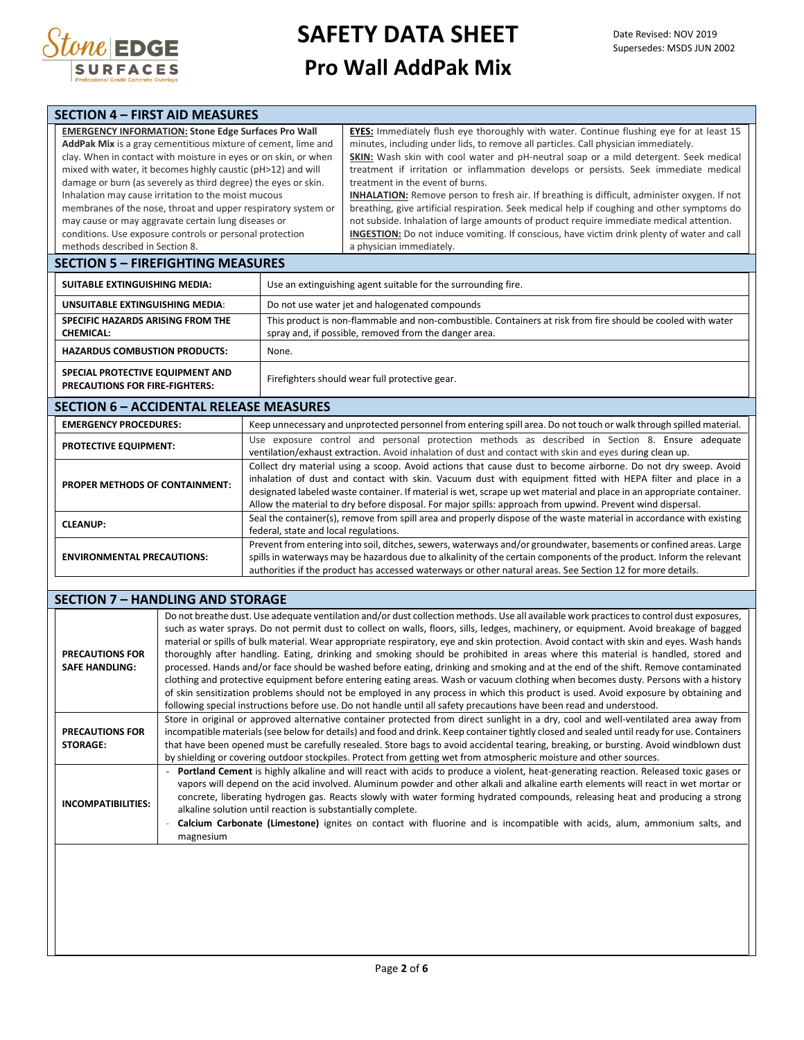## SECTION 4 – FIRST AID MEASURES

**EMERGENCY INFORMATION: Stone Edge Surfaces Pro Wall AddPak Mix** is a gray cementitious mixture of cement, lime and clay. When in contact with moisture in eyes or on skin, or when mixed with water, it becomes highly caustic (pH>12) and will damage or burn (as severely as third degree) the eyes or skin. Inhalation may cause irritation to the moist mucous membranes of the nose, throat and upper respiratory system or may cause or may aggravate certain lung diseases or conditions. Use exposure controls or personal protection methods described in Section 8.

**EYES:** Immediately flush eye thoroughly with water. Continue flushing eye for at least 15 minutes, including under lids, to remove all particles. Call physician immediately.

**SKIN:** Wash skin with cool water and pH-neutral soap or a mild detergent. Seek medical treatment if irritation or inflammation develops or persists. Seek immediate medical treatment in the event of burns.

**INHALATION:** Remove person to fresh air. If breathing is difficult, administer oxygen. If not breathing, give artificial respiration. Seek medical help if coughing and other symptoms do not subside. Inhalation of large amounts of product require immediate medical attention.

**INGESTION:** Do not induce vomiting. If conscious, have victim drink plenty of water and call a physician immediately.

## SECTION 5 – FIREFIGHTING MEASURES

| | |
|---|---|
| **SUITABLE EXTINGUISHING MEDIA:** | Use an extinguishing agent suitable for the surrounding fire. |
| **UNSUITABLE EXTINGUISHING MEDIA:** | Do not use water jet and halogenated compounds |
| **SPECIFIC HAZARDS ARISING FROM THE CHEMICAL:** | This product is non-flammable and non-combustible. Containers at risk from fire should be cooled with water spray and, if possible, removed from the danger area. |
| **HAZARDUS COMBUSTION PRODUCTS:** | None. |
| **SPECIAL PROTECTIVE EQUIPMENT AND PRECAUTIONS FOR FIRE-FIGHTERS:** | Firefighters should wear full protective gear. |

## SECTION 6 – ACCIDENTAL RELEASE MEASURES

| | |
|---|---|
| **EMERGENCY PROCEDURES:** | Keep unnecessary and unprotected personnel from entering spill area. Do not touch or walk through spilled material. |
| **PROTECTIVE EQUIPMENT:** | Use exposure control and personal protection methods as described in Section 8. Ensure adequate ventilation/exhaust extraction. Avoid inhalation of dust and contact with skin and eyes during clean up. |
| **PROPER METHODS OF CONTAINMENT:** | Collect dry material using a scoop. Avoid actions that cause dust to become airborne. Do not dry sweep. Avoid inhalation of dust and contact with skin. Vacuum dust with equipment fitted with HEPA filter and place in a designated labeled waste container. If material is wet, scrape up wet material and place in an appropriate container. Allow the material to dry before disposal. For major spills: approach from upwind. Prevent wind dispersal. |
| **CLEANUP:** | Seal the container(s), remove from spill area and properly dispose of the waste material in accordance with existing federal, state and local regulations. |
| **ENVIRONMENTAL PRECAUTIONS:** | Prevent from entering into soil, ditches, sewers, waterways and/or groundwater, basements or confined areas. Large spills in waterways may be hazardous due to alkalinity of the certain components of the product. Inform the relevant authorities if the product has accessed waterways or other natural areas. See Section 12 for more details. |

## SECTION 7 – HANDLING AND STORAGE

| | |
|---|---|
| **PRECAUTIONS FOR SAFE HANDLING:** | Do not breathe dust. Use adequate ventilation and/or dust collection methods. Use all available work practices to control dust exposures, such as water sprays. Do not permit dust to collect on walls, floors, sills, ledges, machinery, or equipment. Avoid breakage of bagged material or spills of bulk material. Wear appropriate respiratory, eye and skin protection. Avoid contact with skin and eyes. Wash hands thoroughly after handling. Eating, drinking and smoking should be prohibited in areas where this material is handled, stored and processed. Hands and/or face should be washed before eating, drinking and smoking and at the end of the shift. Remove contaminated clothing and protective equipment before entering eating areas. Wash or vacuum clothing when becomes dusty. Persons with a history of skin sensitization problems should not be employed in any process in which this product is used. Avoid exposure by obtaining and following special instructions before use. Do not handle until all safety precautions have been read and understood. |
| **PRECAUTIONS FOR STORAGE:** | Store in original or approved alternative container protected from direct sunlight in a dry, cool and well-ventilated area away from incompatible materials (see below for details) and food and drink. Keep container tightly closed and sealed until ready for use. Containers that have been opened must be carefully resealed. Store bags to avoid accidental tearing, breaking, or bursting. Avoid windblown dust by shielding or covering outdoor stockpiles. Protect from getting wet from atmospheric moisture and other sources. |
| **INCOMPATIBILITIES:** | - **Portland Cement** is highly alkaline and will react with acids to produce a violent, heat-generating reaction. Released toxic gases or vapors will depend on the acid involved. Aluminum powder and other alkali and alkaline earth elements will react in wet mortar or concrete, liberating hydrogen gas. Reacts slowly with water forming hydrated compounds, releasing heat and producing a strong alkaline solution until reaction is substantially complete. <br> - **Calcium Carbonate (Limestone)** ignites on contact with fluorine and is incompatible with acids, alum, ammonium salts, and magnesium |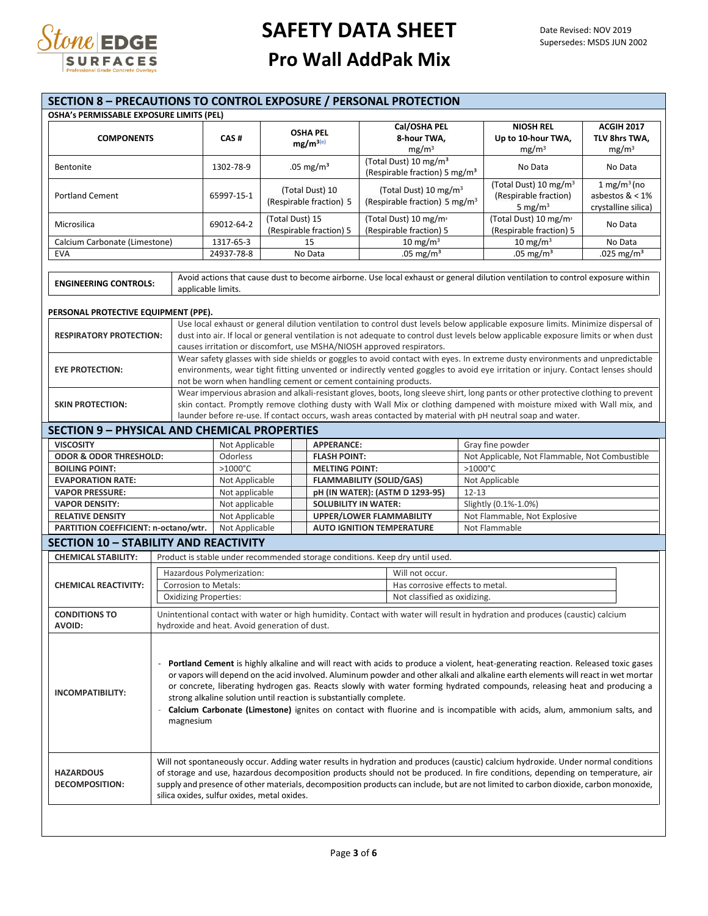## SECTION 8 – PRECAUTIONS TO CONTROL EXPOSURE / PERSONAL PROTECTION

**OSHA's PERMISSABLE EXPOSURE LIMITS (PEL)**

| COMPONENTS | CAS # | OSHA PEL mg/m³(e) | Cal/OSHA PEL 8-hour TWA, mg/m³ | NIOSH REL Up to 10-hour TWA, mg/m³ | ACGIH 2017 TLV 8hrs TWA, mg/m³ |
|---|---|---|---|---|---|
| Bentonite | 1302-78-9 | .05 mg/m³ | (Total Dust) 10 mg/m³ (Respirable fraction) 5 mg/m³ | No Data | No Data |
| Portland Cement | 65997-15-1 | (Total Dust) 10 (Respirable fraction) 5 | (Total Dust) 10 mg/m³ (Respirable fraction) 5 mg/m³ | (Total Dust) 10 mg/m³ (Respirable fraction) 5 mg/m³ | 1 mg/m³ (no asbestos & < 1% crystalline silica) |
| Microsilica | 69012-64-2 | (Total Dust) 15 (Respirable fraction) 5 | (Total Dust) 10 mg/m³ (Respirable fraction) 5 | (Total Dust) 10 mg/m³ (Respirable fraction) 5 | No Data |
| Calcium Carbonate (Limestone) | 1317-65-3 | 15 | 10 mg/m³ | 10 mg/m³ | No Data |
| EVA | 24937-78-8 | No Data | .05 mg/m³ | .05 mg/m³ | .025 mg/m³ |

| | |
|---|---|
| **ENGINEERING CONTROLS:** | Avoid actions that cause dust to become airborne. Use local exhaust or general dilution ventilation to control exposure within applicable limits. |

**PERSONAL PROTECTIVE EQUIPMENT (PPE).**

| | |
|---|---|
| **RESPIRATORY PROTECTION:** | Use local exhaust or general dilution ventilation to control dust levels below applicable exposure limits. Minimize dispersal of dust into air. If local or general ventilation is not adequate to control dust levels below applicable exposure limits or when dust causes irritation or discomfort, use MSHA/NIOSH approved respirators. |
| **EYE PROTECTION:** | Wear safety glasses with side shields or goggles to avoid contact with eyes. In extreme dusty environments and unpredictable environments, wear tight fitting unvented or indirectly vented goggles to avoid eye irritation or injury. Contact lenses should not be worn when handling cement or cement containing products. |
| **SKIN PROTECTION:** | Wear impervious abrasion and alkali-resistant gloves, boots, long sleeve shirt, long pants or other protective clothing to prevent skin contact. Promptly remove clothing dusty with Wall Mix or clothing dampened with moisture mixed with Wall mix, and launder before re-use. If contact occurs, wash areas contacted by material with pH neutral soap and water. |

## SECTION 9 – PHYSICAL AND CHEMICAL PROPERTIES

| | | | |
|---|---|---|---|
| **VISCOSITY** | Not Applicable | **APPERANCE:** | Gray fine powder |
| **ODOR & ODOR THRESHOLD:** | Odorless | **FLASH POINT:** | Not Applicable, Not Flammable, Not Combustible |
| **BOILING POINT:** | >1000°C | **MELTING POINT:** | >1000°C |
| **EVAPORATION RATE:** | Not Applicable | **FLAMMABILITY (SOLID/GAS)** | Not Applicable |
| **VAPOR PRESSURE:** | Not applicable | **pH (IN WATER): (ASTM D 1293-95)** | 12-13 |
| **VAPOR DENSITY:** | Not applicable | **SOLUBILITY IN WATER:** | Slightly (0.1%-1.0%) |
| **RELATIVE DENSITY** | Not Applicable | **UPPER/LOWER FLAMMABILITY** | Not Flammable, Not Explosive |
| **PARTITION COEFFICIENT: n-octano/wtr.** | Not Applicable | **AUTO IGNITION TEMPERATURE** | Not Flammable |

## SECTION 10 – STABILITY AND REACTIVITY

| | |
|---|---|
| **CHEMICAL STABILITY:** | Product is stable under recommended storage conditions. Keep dry until used. |
| **CHEMICAL REACTIVITY:** | Hazardous Polymerization: Will not occur.<br>Corrosion to Metals: Has corrosive effects to metal.<br>Oxidizing Properties: Not classified as oxidizing. |
| **CONDITIONS TO AVOID:** | Unintentional contact with water or high humidity. Contact with water will result in hydration and produces (caustic) calcium hydroxide and heat. Avoid generation of dust. |
| **INCOMPATIBILITY:** | - **Portland Cement** is highly alkaline and will react with acids to produce a violent, heat-generating reaction. Released toxic gases or vapors will depend on the acid involved. Aluminum powder and other alkali and alkaline earth elements will react in wet mortar or concrete, liberating hydrogen gas. Reacts slowly with water forming hydrated compounds, releasing heat and producing a strong alkaline solution until reaction is substantially complete.<br>- **Calcium Carbonate (Limestone)** ignites on contact with fluorine and is incompatible with acids, alum, ammonium salts, and magnesium |
| **HAZARDOUS DECOMPOSITION:** | Will not spontaneously occur. Adding water results in hydration and produces (caustic) calcium hydroxide. Under normal conditions of storage and use, hazardous decomposition products should not be produced. In fire conditions, depending on temperature, air supply and presence of other materials, decomposition products can include, but are not limited to carbon dioxide, carbon monoxide, silica oxides, sulfur oxides, metal oxides. |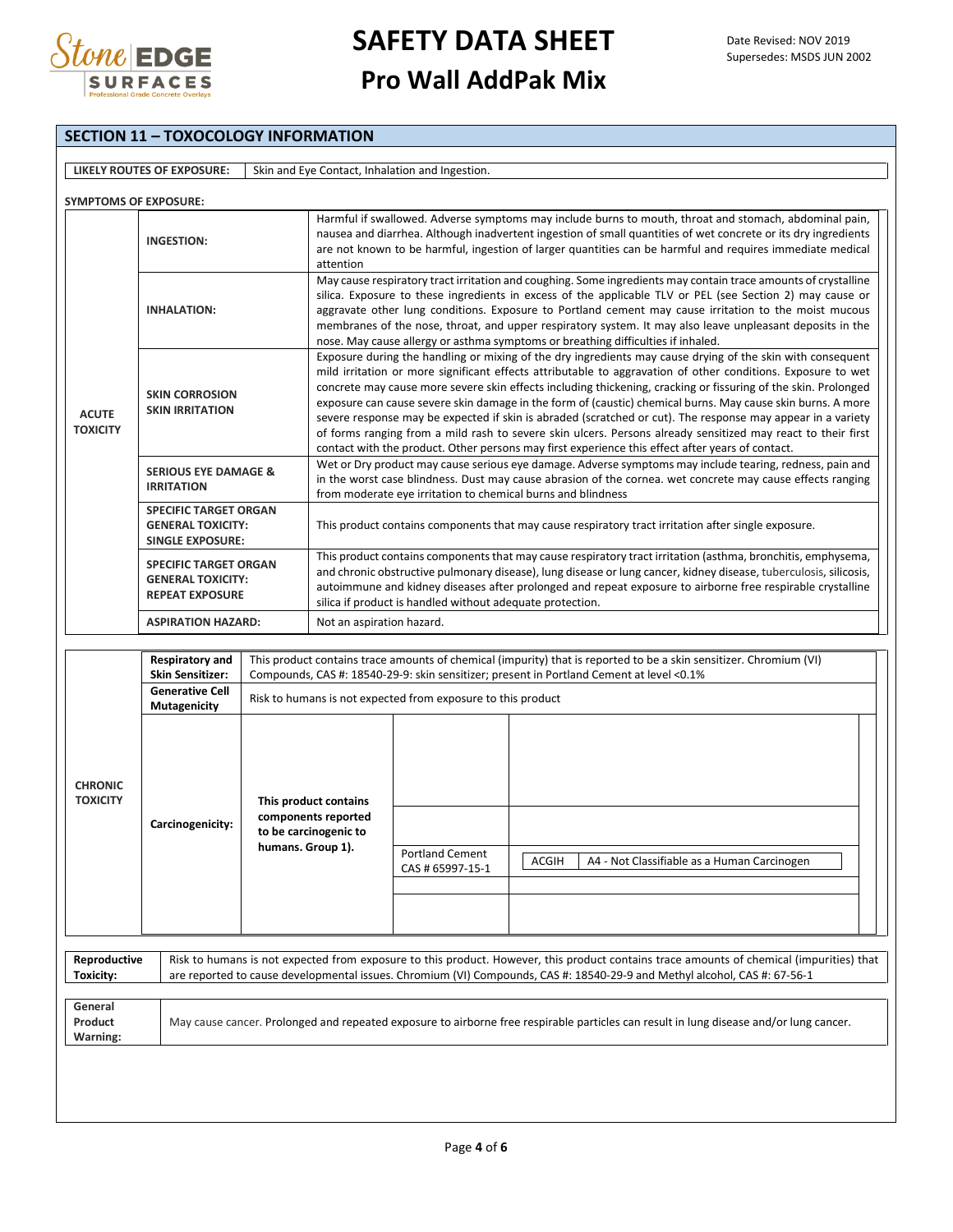## SECTION 11 – TOXOCOLOGY INFORMATION

| LIKELY ROUTES OF EXPOSURE: | Skin and Eye Contact, Inhalation and Ingestion. |
|---|---|

**SYMPTOMS OF EXPOSURE:**

| | | |
|---|---|---|
| **ACUTE TOXICITY** | **INGESTION:** | Harmful if swallowed. Adverse symptoms may include burns to mouth, throat and stomach, abdominal pain, nausea and diarrhea. Although inadvertent ingestion of small quantities of wet concrete or its dry ingredients are not known to be harmful, ingestion of larger quantities can be harmful and requires immediate medical attention |
| | **INHALATION:** | May cause respiratory tract irritation and coughing. Some ingredients may contain trace amounts of crystalline silica. Exposure to these ingredients in excess of the applicable TLV or PEL (see Section 2) may cause or aggravate other lung conditions. Exposure to Portland cement may cause irritation to the moist mucous membranes of the nose, throat, and upper respiratory system. It may also leave unpleasant deposits in the nose. May cause allergy or asthma symptoms or breathing difficulties if inhaled. |
| | **SKIN CORROSION SKIN IRRITATION** | Exposure during the handling or mixing of the dry ingredients may cause drying of the skin with consequent mild irritation or more significant effects attributable to aggravation of other conditions. Exposure to wet concrete may cause more severe skin effects including thickening, cracking or fissuring of the skin. Prolonged exposure can cause severe skin damage in the form of (caustic) chemical burns. May cause skin burns. A more severe response may be expected if skin is abraded (scratched or cut). The response may appear in a variety of forms ranging from a mild rash to severe skin ulcers. Persons already sensitized may react to their first contact with the product. Other persons may first experience this effect after years of contact. |
| | **SERIOUS EYE DAMAGE & IRRITATION** | Wet or Dry product may cause serious eye damage. Adverse symptoms may include tearing, redness, pain and in the worst case blindness. Dust may cause abrasion of the cornea. wet concrete may cause effects ranging from moderate eye irritation to chemical burns and blindness |
| | **SPECIFIC TARGET ORGAN GENERAL TOXICITY: SINGLE EXPOSURE:** | This product contains components that may cause respiratory tract irritation after single exposure. |
| | **SPECIFIC TARGET ORGAN GENERAL TOXICITY: REPEAT EXPOSURE** | This product contains components that may cause respiratory tract irritation (asthma, bronchitis, emphysema, and chronic obstructive pulmonary disease), lung disease or lung cancer, kidney disease, tuberculosis, silicosis, autoimmune and kidney diseases after prolonged and repeat exposure to airborne free respirable crystalline silica if product is handled without adequate protection. |
| | **ASPIRATION HAZARD:** | Not an aspiration hazard. |

| | | | | |
|---|---|---|---|---|
| **CHRONIC TOXICITY** | **Respiratory and Skin Sensitizer:** | This product contains trace amounts of chemical (impurity) that is reported to be a skin sensitizer. Chromium (VI) Compounds, CAS #: 18540-29-9: skin sensitizer; present in Portland Cement at level <0.1% | | |
| | **Generative Cell Mutagenicity** | Risk to humans is not expected from exposure to this product | | |
| | **Carcinogenicity:** | **This product contains components reported to be carcinogenic to humans. Group 1).** | Portland Cement CAS # 65997-15-1 | ACGIH: A4 - Not Classifiable as a Human Carcinogen |

| **Reproductive Toxicity:** | Risk to humans is not expected from exposure to this product. However, this product contains trace amounts of chemical (impurities) that are reported to cause developmental issues. Chromium (VI) Compounds, CAS #: 18540-29-9 and Methyl alcohol, CAS #: 67-56-1 |
|---|---|

| **General Product Warning:** | May cause cancer. Prolonged and repeated exposure to airborne free respirable particles can result in lung disease and/or lung cancer. |
|---|---|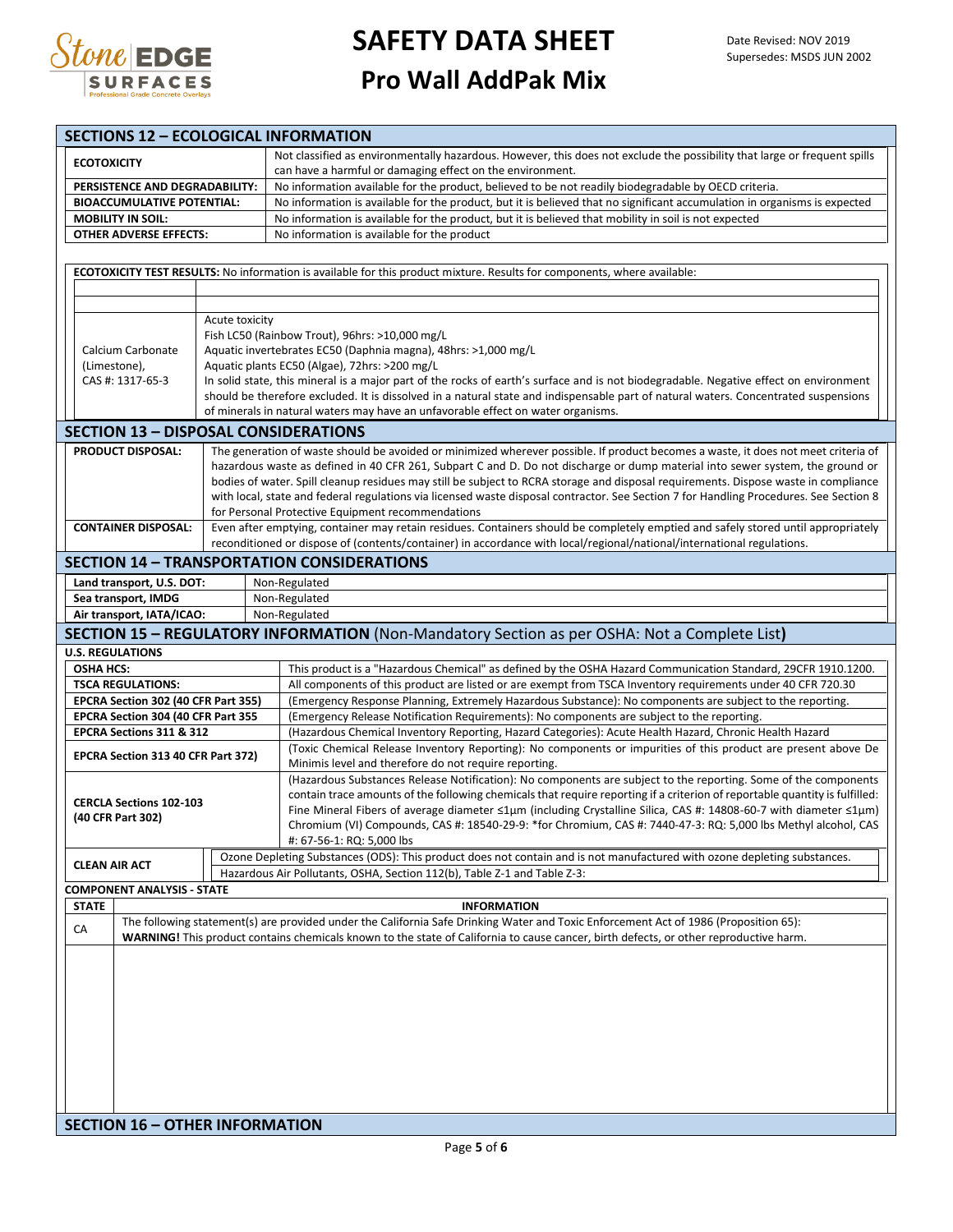## SECTIONS 12 – ECOLOGICAL INFORMATION

| | |
|---|---|
| **ECOTOXICITY** | Not classified as environmentally hazardous. However, this does not exclude the possibility that large or frequent spills can have a harmful or damaging effect on the environment. |
| **PERSISTENCE AND DEGRADABILITY:** | No information available for the product, believed to be not readily biodegradable by OECD criteria. |
| **BIOACCUMULATIVE POTENTIAL:** | No information is available for the product, but it is believed that no significant accumulation in organisms is expected |
| **MOBILITY IN SOIL:** | No information is available for the product, but it is believed that mobility in soil is not expected |
| **OTHER ADVERSE EFFECTS:** | No information is available for the product |

**ECOTOXICITY TEST RESULTS:** No information is available for this product mixture. Results for components, where available:

| | |
|---|---|
| | |
| | |
| Calcium Carbonate (Limestone), CAS #: 1317-65-3 | Acute toxicity<br>Fish LC50 (Rainbow Trout), 96hrs: >10,000 mg/L<br>Aquatic invertebrates EC50 (Daphnia magna), 48hrs: >1,000 mg/L<br>Aquatic plants EC50 (Algae), 72hrs: >200 mg/L<br>In solid state, this mineral is a major part of the rocks of earth's surface and is not biodegradable. Negative effect on environment should be therefore excluded. It is dissolved in a natural state and indispensable part of natural waters. Concentrated suspensions of minerals in natural waters may have an unfavorable effect on water organisms. |

## SECTION 13 – DISPOSAL CONSIDERATIONS

| | |
|---|---|
| **PRODUCT DISPOSAL:** | The generation of waste should be avoided or minimized wherever possible. If product becomes a waste, it does not meet criteria of hazardous waste as defined in 40 CFR 261, Subpart C and D. Do not discharge or dump material into sewer system, the ground or bodies of water. Spill cleanup residues may still be subject to RCRA storage and disposal requirements. Dispose waste in compliance with local, state and federal regulations via licensed waste disposal contractor. See Section 7 for Handling Procedures. See Section 8 for Personal Protective Equipment recommendations |
| **CONTAINER DISPOSAL:** | Even after emptying, container may retain residues. Containers should be completely emptied and safely stored until appropriately reconditioned or dispose of (contents/container) in accordance with local/regional/national/international regulations. |

## SECTION 14 – TRANSPORTATION CONSIDERATIONS

| | |
|---|---|
| **Land transport, U.S. DOT:** | Non-Regulated |
| **Sea transport, IMDG** | Non-Regulated |
| **Air transport, IATA/ICAO:** | Non-Regulated |

## SECTION 15 – REGULATORY INFORMATION (Non-Mandatory Section as per OSHA: Not a Complete List)

**U.S. REGULATIONS**

| | |
|---|---|
| **OSHA HCS:** | This product is a "Hazardous Chemical" as defined by the OSHA Hazard Communication Standard, 29CFR 1910.1200. |
| **TSCA REGULATIONS:** | All components of this product are listed or are exempt from TSCA Inventory requirements under 40 CFR 720.30 |
| **EPCRA Section 302 (40 CFR Part 355)** | (Emergency Response Planning, Extremely Hazardous Substance): No components are subject to the reporting. |
| **EPCRA Section 304 (40 CFR Part 355** | (Emergency Release Notification Requirements): No components are subject to the reporting. |
| **EPCRA Sections 311 & 312** | (Hazardous Chemical Inventory Reporting, Hazard Categories): Acute Health Hazard, Chronic Health Hazard |
| **EPCRA Section 313 40 CFR Part 372)** | (Toxic Chemical Release Inventory Reporting): No components or impurities of this product are present above De Minimis level and therefore do not require reporting. |
| **CERCLA Sections 102-103 (40 CFR Part 302)** | (Hazardous Substances Release Notification): No components are subject to the reporting. Some of the components contain trace amounts of the following chemicals that require reporting if a criterion of reportable quantity is fulfilled: Fine Mineral Fibers of average diameter ≤1μm (including Crystalline Silica, CAS #: 14808-60-7 with diameter ≤1μm) Chromium (VI) Compounds, CAS #: 18540-29-9: *for Chromium, CAS #: 7440-47-3: RQ: 5,000 lbs Methyl alcohol, CAS #: 67-56-1: RQ: 5,000 lbs |
| **CLEAN AIR ACT** | Ozone Depleting Substances (ODS): This product does not contain and is not manufactured with ozone depleting substances.<br>Hazardous Air Pollutants, OSHA, Section 112(b), Table Z-1 and Table Z-3: |

**COMPONENT ANALYSIS - STATE**

| STATE | INFORMATION |
|---|---|
| CA | The following statement(s) are provided under the California Safe Drinking Water and Toxic Enforcement Act of 1986 (Proposition 65):<br>**WARNING!** This product contains chemicals known to the state of California to cause cancer, birth defects, or other reproductive harm. |
| | |

## SECTION 16 – OTHER INFORMATION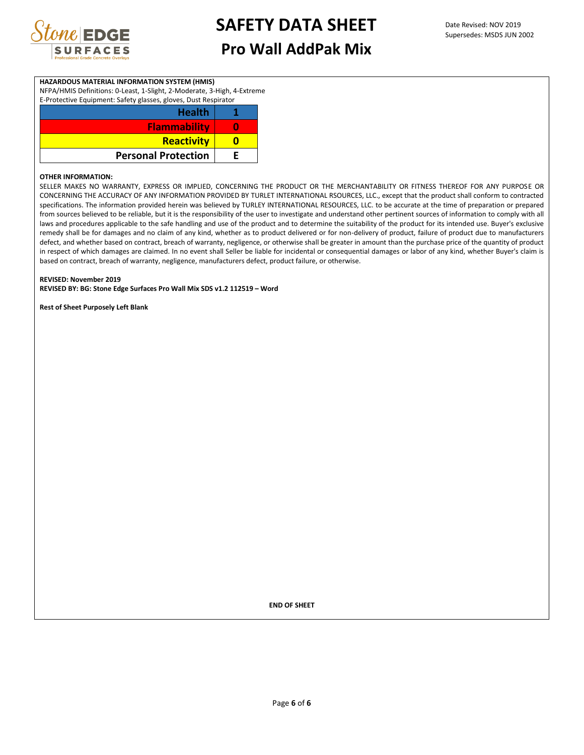**HAZARDOUS MATERIAL INFORMATION SYSTEM (HMIS)**

NFPA/HMIS Definitions: 0-Least, 1-Slight, 2-Moderate, 3-High, 4-Extreme

E-Protective Equipment: Safety glasses, gloves, Dust Respirator

| | |
|---|---|
| **Health** | **1** |
| **Flammability** | **0** |
| **Reactivity** | **0** |
| **Personal Protection** | **E** |

**OTHER INFORMATION:**

SELLER MAKES NO WARRANTY, EXPRESS OR IMPLIED, CONCERNING THE PRODUCT OR THE MERCHANTABILITY OR FITNESS THEREOF FOR ANY PURPOSE OR CONCERNING THE ACCURACY OF ANY INFORMATION PROVIDED BY TURLET INTERNATIONAL RSOURCES, LLC., except that the product shall conform to contracted specifications. The information provided herein was believed by TURLEY INTERNATIONAL RESOURCES, LLC. to be accurate at the time of preparation or prepared from sources believed to be reliable, but it is the responsibility of the user to investigate and understand other pertinent sources of information to comply with all laws and procedures applicable to the safe handling and use of the product and to determine the suitability of the product for its intended use. Buyer's exclusive remedy shall be for damages and no claim of any kind, whether as to product delivered or for non-delivery of product, failure of product due to manufacturers defect, and whether based on contract, breach of warranty, negligence, or otherwise shall be greater in amount than the purchase price of the quantity of product in respect of which damages are claimed. In no event shall Seller be liable for incidental or consequential damages or labor of any kind, whether Buyer's claim is based on contract, breach of warranty, negligence, manufacturers defect, product failure, or otherwise.

**REVISED: November 2019**

**REVISED BY: BG: Stone Edge Surfaces Pro Wall Mix SDS v1.2 112519 – Word**

**Rest of Sheet Purposely Left Blank**

**END OF SHEET**